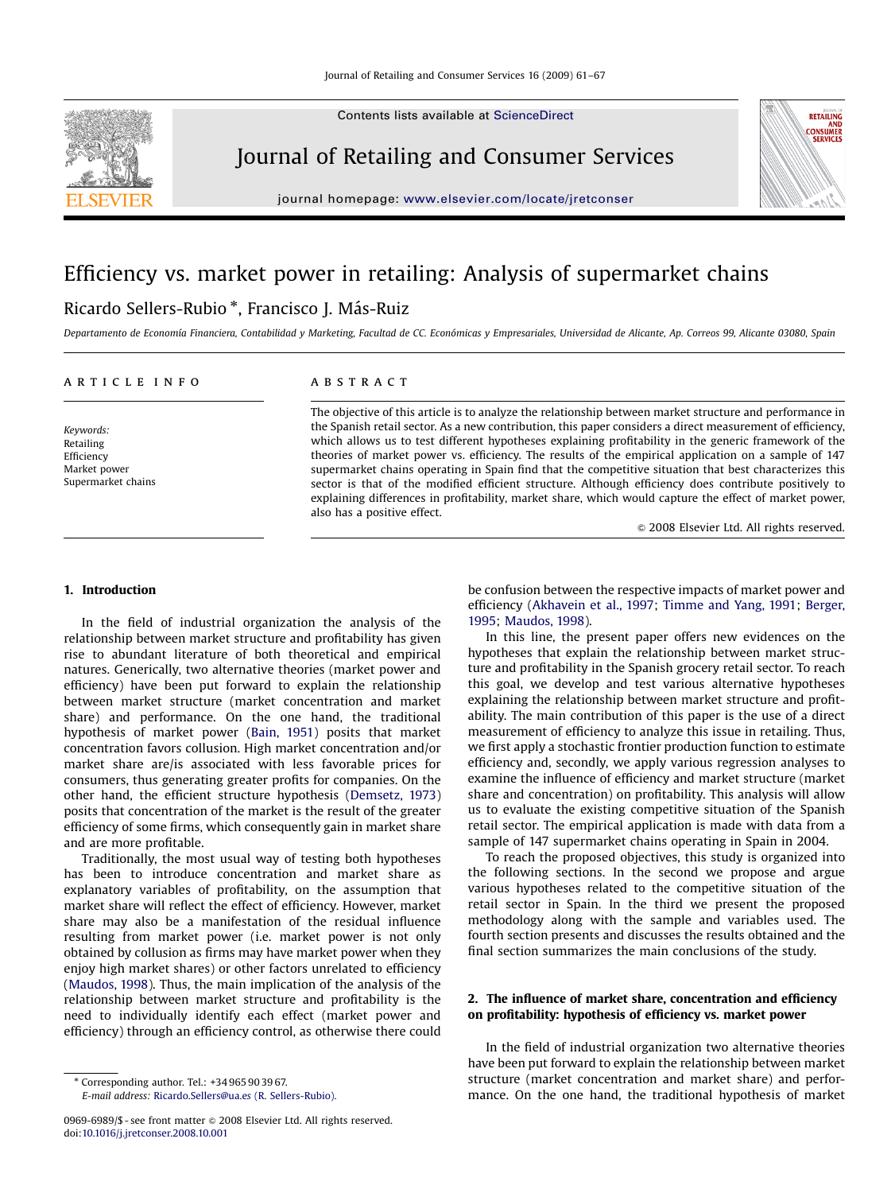# Efficiency vs. market power in retailing: Analysis of supermarket chains

Ricardo Sellers-Rubio *, Francisco J. Más-Ruiz

Departamento de Economía Financiera, Contabilidad y Marketing, Facultad de CC. Económicas y Empresariales, Universidad de Alicante, Ap. Correos 99, Alicante 03080, Spain

**ARTICLE INFO**

*Keywords:*
Retailing
Efficiency
Market power
Supermarket chains

**ABSTRACT**

The objective of this article is to analyze the relationship between market structure and performance in the Spanish retail sector. As a new contribution, this paper considers a direct measurement of efficiency, which allows us to test different hypotheses explaining profitability in the generic framework of the theories of market power vs. efficiency. The results of the empirical application on a sample of 147 supermarket chains operating in Spain find that the competitive situation that best characterizes this sector is that of the modified efficient structure. Although efficiency does contribute positively to explaining differences in profitability, market share, which would capture the effect of market power, also has a positive effect.

© 2008 Elsevier Ltd. All rights reserved.

## 1. Introduction

In the field of industrial organization the analysis of the relationship between market structure and profitability has given rise to abundant literature of both theoretical and empirical natures. Generically, two alternative theories (market power and efficiency) have been put forward to explain the relationship between market structure (market concentration and market share) and performance. On the one hand, the traditional hypothesis of market power (Bain, 1951) posits that market concentration favors collusion. High market concentration and/or market share are/is associated with less favorable prices for consumers, thus generating greater profits for companies. On the other hand, the efficient structure hypothesis (Demsetz, 1973) posits that concentration of the market is the result of the greater efficiency of some firms, which consequently gain in market share and are more profitable.

Traditionally, the most usual way of testing both hypotheses has been to introduce concentration and market share as explanatory variables of profitability, on the assumption that market share will reflect the effect of efficiency. However, market share may also be a manifestation of the residual influence resulting from market power (i.e. market power is not only obtained by collusion as firms may have market power when they enjoy high market shares) or other factors unrelated to efficiency (Maudos, 1998). Thus, the main implication of the analysis of the relationship between market structure and profitability is the need to individually identify each effect (market power and efficiency) through an efficiency control, as otherwise there could be confusion between the respective impacts of market power and efficiency (Akhavein et al., 1997; Timme and Yang, 1991; Berger, 1995; Maudos, 1998).

In this line, the present paper offers new evidences on the hypotheses that explain the relationship between market structure and profitability in the Spanish grocery retail sector. To reach this goal, we develop and test various alternative hypotheses explaining the relationship between market structure and profitability. The main contribution of this paper is the use of a direct measurement of efficiency to analyze this issue in retailing. Thus, we first apply a stochastic frontier production function to estimate efficiency and, secondly, we apply various regression analyses to examine the influence of efficiency and market structure (market share and concentration) on profitability. This analysis will allow us to evaluate the existing competitive situation of the Spanish retail sector. The empirical application is made with data from a sample of 147 supermarket chains operating in Spain in 2004.

To reach the proposed objectives, this study is organized into the following sections. In the second we propose and argue various hypotheses related to the competitive situation of the retail sector in Spain. In the third we present the proposed methodology along with the sample and variables used. The fourth section presents and discusses the results obtained and the final section summarizes the main conclusions of the study.

## 2. The influence of market share, concentration and efficiency on profitability: hypothesis of efficiency vs. market power

In the field of industrial organization two alternative theories have been put forward to explain the relationship between market structure (market concentration and market share) and performance. On the one hand, the traditional hypothesis of market

\* Corresponding author. Tel.: +34 965 90 39 67.
*E-mail address:* Ricardo.Sellers@ua.es (R. Sellers-Rubio).

0969-6989/$ - see front matter © 2008 Elsevier Ltd. All rights reserved.
doi:10.1016/j.jretconser.2008.10.001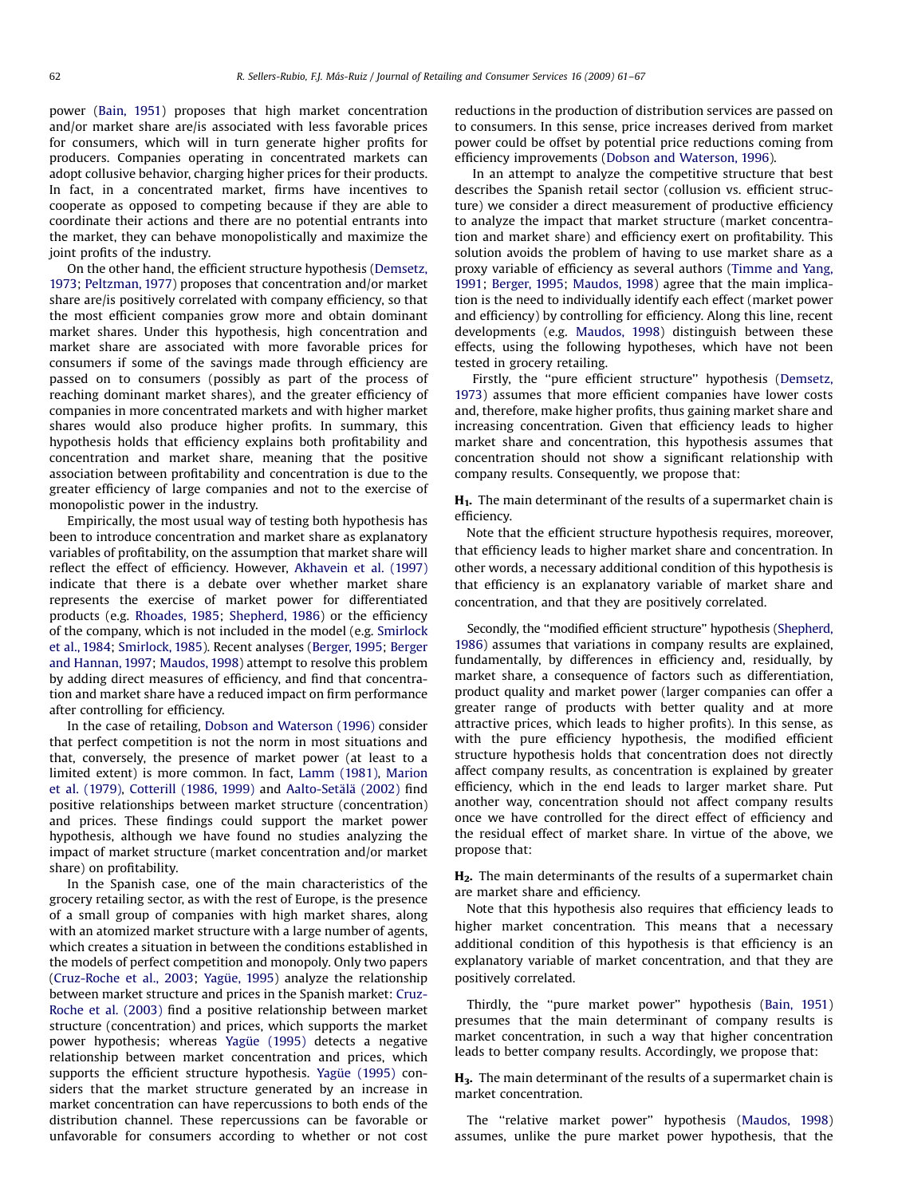power (Bain, 1951) proposes that high market concentration and/or market share are/is associated with less favorable prices for consumers, which will in turn generate higher profits for producers. Companies operating in concentrated markets can adopt collusive behavior, charging higher prices for their products. In fact, in a concentrated market, firms have incentives to cooperate as opposed to competing because if they are able to coordinate their actions and there are no potential entrants into the market, they can behave monopolistically and maximize the joint profits of the industry.

On the other hand, the efficient structure hypothesis (Demsetz, 1973; Peltzman, 1977) proposes that concentration and/or market share are/is positively correlated with company efficiency, so that the most efficient companies grow more and obtain dominant market shares. Under this hypothesis, high concentration and market share are associated with more favorable prices for consumers if some of the savings made through efficiency are passed on to consumers (possibly as part of the process of reaching dominant market shares), and the greater efficiency of companies in more concentrated markets and with higher market shares would also produce higher profits. In summary, this hypothesis holds that efficiency explains both profitability and concentration and market share, meaning that the positive association between profitability and concentration is due to the greater efficiency of large companies and not to the exercise of monopolistic power in the industry.

Empirically, the most usual way of testing both hypothesis has been to introduce concentration and market share as explanatory variables of profitability, on the assumption that market share will reflect the effect of efficiency. However, Akhavein et al. (1997) indicate that there is a debate over whether market share represents the exercise of market power for differentiated products (e.g. Rhoades, 1985; Shepherd, 1986) or the efficiency of the company, which is not included in the model (e.g. Smirlock et al., 1984; Smirlock, 1985). Recent analyses (Berger, 1995; Berger and Hannan, 1997; Maudos, 1998) attempt to resolve this problem by adding direct measures of efficiency, and find that concentration and market share have a reduced impact on firm performance after controlling for efficiency.

In the case of retailing, Dobson and Waterson (1996) consider that perfect competition is not the norm in most situations and that, conversely, the presence of market power (at least to a limited extent) is more common. In fact, Lamm (1981), Marion et al. (1979), Cotterill (1986, 1999) and Aalto-Setälä (2002) find positive relationships between market structure (concentration) and prices. These findings could support the market power hypothesis, although we have found no studies analyzing the impact of market structure (market concentration and/or market share) on profitability.

In the Spanish case, one of the main characteristics of the grocery retailing sector, as with the rest of Europe, is the presence of a small group of companies with high market shares, along with an atomized market structure with a large number of agents, which creates a situation in between the conditions established in the models of perfect competition and monopoly. Only two papers (Cruz-Roche et al., 2003; Yagüe, 1995) analyze the relationship between market structure and prices in the Spanish market: Cruz-Roche et al. (2003) find a positive relationship between market structure (concentration) and prices, which supports the market power hypothesis; whereas Yagüe (1995) detects a negative relationship between market concentration and prices, which supports the efficient structure hypothesis. Yagüe (1995) considers that the market structure generated by an increase in market concentration can have repercussions to both ends of the distribution channel. These repercussions can be favorable or unfavorable for consumers according to whether or not cost reductions in the production of distribution services are passed on to consumers. In this sense, price increases derived from market power could be offset by potential price reductions coming from efficiency improvements (Dobson and Waterson, 1996).

In an attempt to analyze the competitive structure that best describes the Spanish retail sector (collusion vs. efficient structure) we consider a direct measurement of productive efficiency to analyze the impact that market structure (market concentration and market share) and efficiency exert on profitability. This solution avoids the problem of having to use market share as a proxy variable of efficiency as several authors (Timme and Yang, 1991; Berger, 1995; Maudos, 1998) agree that the main implication is the need to individually identify each effect (market power and efficiency) by controlling for efficiency. Along this line, recent developments (e.g. Maudos, 1998) distinguish between these effects, using the following hypotheses, which have not been tested in grocery retailing.

Firstly, the "pure efficient structure" hypothesis (Demsetz, 1973) assumes that more efficient companies have lower costs and, therefore, make higher profits, thus gaining market share and increasing concentration. Given that efficiency leads to higher market share and concentration, this hypothesis assumes that concentration should not show a significant relationship with company results. Consequently, we propose that:

**$H_1$.** The main determinant of the results of a supermarket chain is efficiency.

Note that the efficient structure hypothesis requires, moreover, that efficiency leads to higher market share and concentration. In other words, a necessary additional condition of this hypothesis is that efficiency is an explanatory variable of market share and concentration, and that they are positively correlated.

Secondly, the "modified efficient structure" hypothesis (Shepherd, 1986) assumes that variations in company results are explained, fundamentally, by differences in efficiency and, residually, by market share, a consequence of factors such as differentiation, product quality and market power (larger companies can offer a greater range of products with better quality and at more attractive prices, which leads to higher profits). In this sense, as with the pure efficiency hypothesis, the modified efficient structure hypothesis holds that concentration does not directly affect company results, as concentration is explained by greater efficiency, which in the end leads to larger market share. Put another way, concentration should not affect company results once we have controlled for the direct effect of efficiency and the residual effect of market share. In virtue of the above, we propose that:

**$H_2$.** The main determinants of the results of a supermarket chain are market share and efficiency.

Note that this hypothesis also requires that efficiency leads to higher market concentration. This means that a necessary additional condition of this hypothesis is that efficiency is an explanatory variable of market concentration, and that they are positively correlated.

Thirdly, the "pure market power" hypothesis (Bain, 1951) presumes that the main determinant of company results is market concentration, in such a way that higher concentration leads to better company results. Accordingly, we propose that:

**$H_3$.** The main determinant of the results of a supermarket chain is market concentration.

The "relative market power" hypothesis (Maudos, 1998) assumes, unlike the pure market power hypothesis, that the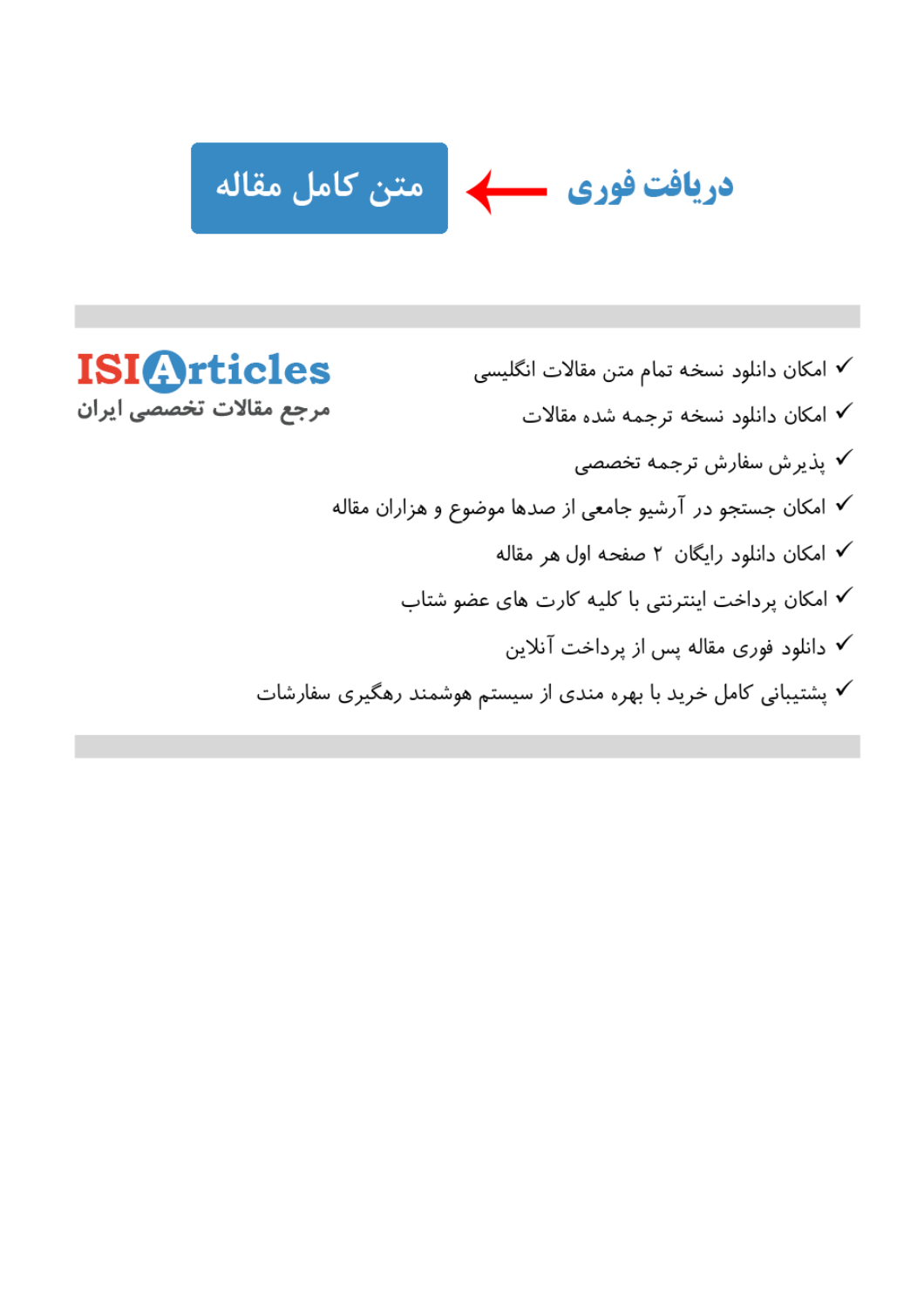**دریافت فوری** ← **متن کامل مقاله**

**ISIArticles**
مرجع مقالات تخصصی ایران

- ✓ امکان دانلود نسخه تمام متن مقالات انگلیسی
- ✓ امکان دانلود نسخه ترجمه شده مقالات
- ✓ پذیرش سفارش ترجمه تخصصی
- ✓ امکان جستجو در آرشیو جامعی از صدها موضوع و هزاران مقاله
- ✓ امکان دانلود رایگان ۲ صفحه اول هر مقاله
- ✓ امکان پرداخت اینترنتی با کلیه کارت های عضو شتاب
- ✓ دانلود فوری مقاله پس از پرداخت آنلاین
- ✓ پشتیبانی کامل خرید با بهره مندی از سیستم هوشمند رهگیری سفارشات